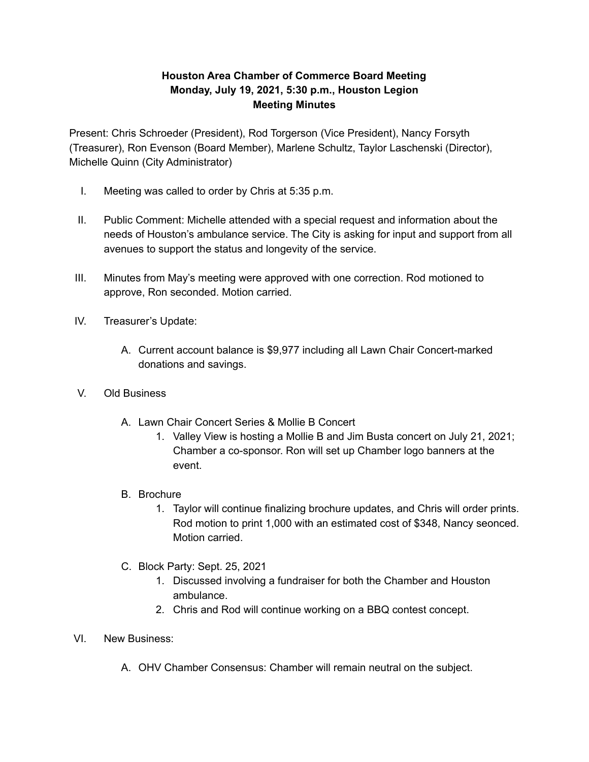**Houston Area Chamber of Commerce Board Meeting**
**Monday, July 19, 2021, 5:30 p.m., Houston Legion**
**Meeting Minutes**

Present: Chris Schroeder (President), Rod Torgerson (Vice President), Nancy Forsyth (Treasurer), Ron Evenson (Board Member), Marlene Schultz, Taylor Laschenski (Director), Michelle Quinn (City Administrator)

I. Meeting was called to order by Chris at 5:35 p.m.

II. Public Comment: Michelle attended with a special request and information about the needs of Houston's ambulance service. The City is asking for input and support from all avenues to support the status and longevity of the service.

III. Minutes from May's meeting were approved with one correction. Rod motioned to approve, Ron seconded. Motion carried.

IV. Treasurer's Update:

   A. Current account balance is $9,977 including all Lawn Chair Concert-marked donations and savings.

V. Old Business

   A. Lawn Chair Concert Series & Mollie B Concert
      1. Valley View is hosting a Mollie B and Jim Busta concert on July 21, 2021; Chamber a co-sponsor. Ron will set up Chamber logo banners at the event.

   B. Brochure
      1. Taylor will continue finalizing brochure updates, and Chris will order prints. Rod motion to print 1,000 with an estimated cost of $348, Nancy seonced. Motion carried.

   C. Block Party: Sept. 25, 2021
      1. Discussed involving a fundraiser for both the Chamber and Houston ambulance.
      2. Chris and Rod will continue working on a BBQ contest concept.

VI. New Business:

   A. OHV Chamber Consensus: Chamber will remain neutral on the subject.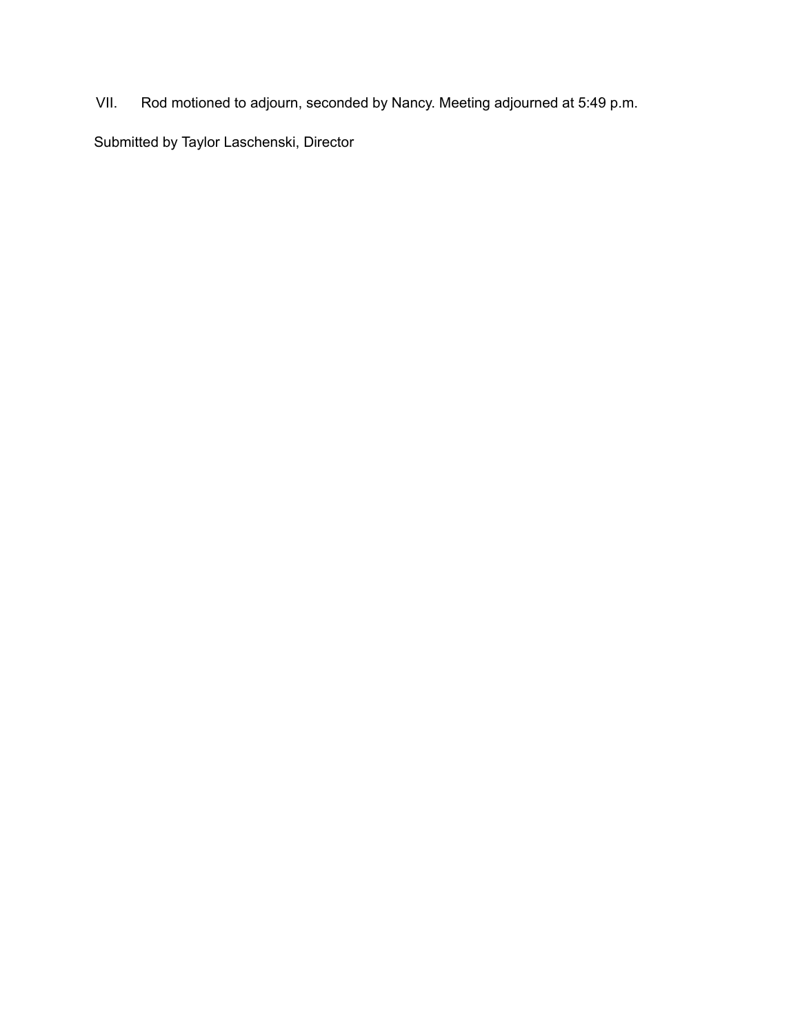VII. Rod motioned to adjourn, seconded by Nancy. Meeting adjourned at 5:49 p.m.

Submitted by Taylor Laschenski, Director